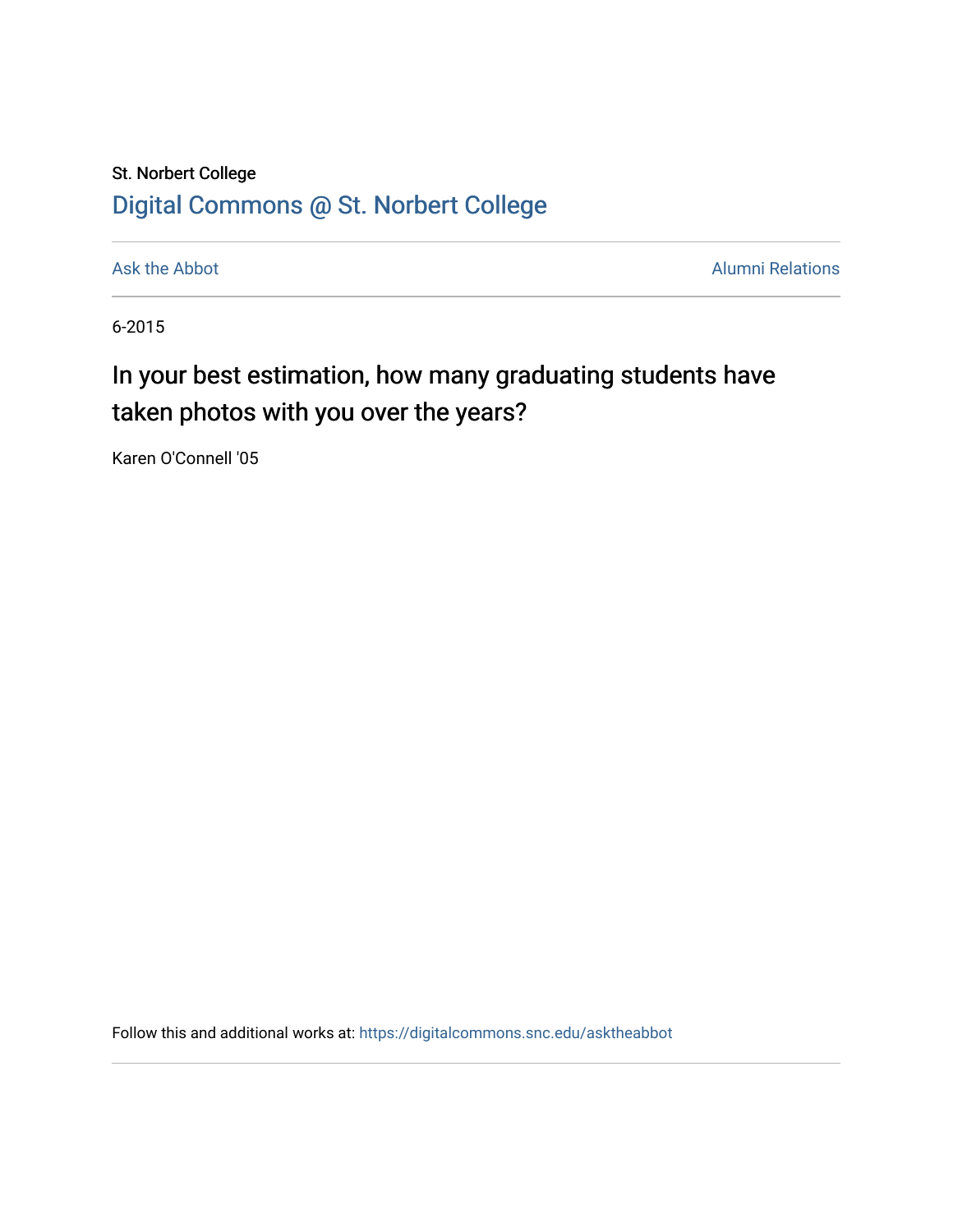St. Norbert College

[Digital Commons @ St. Norbert College](https://digitalcommons.snc.edu)

Ask the Abbot

Alumni Relations

6-2015

# In your best estimation, how many graduating students have taken photos with you over the years?

Karen O'Connell '05

Follow this and additional works at: https://digitalcommons.snc.edu/asktheabbot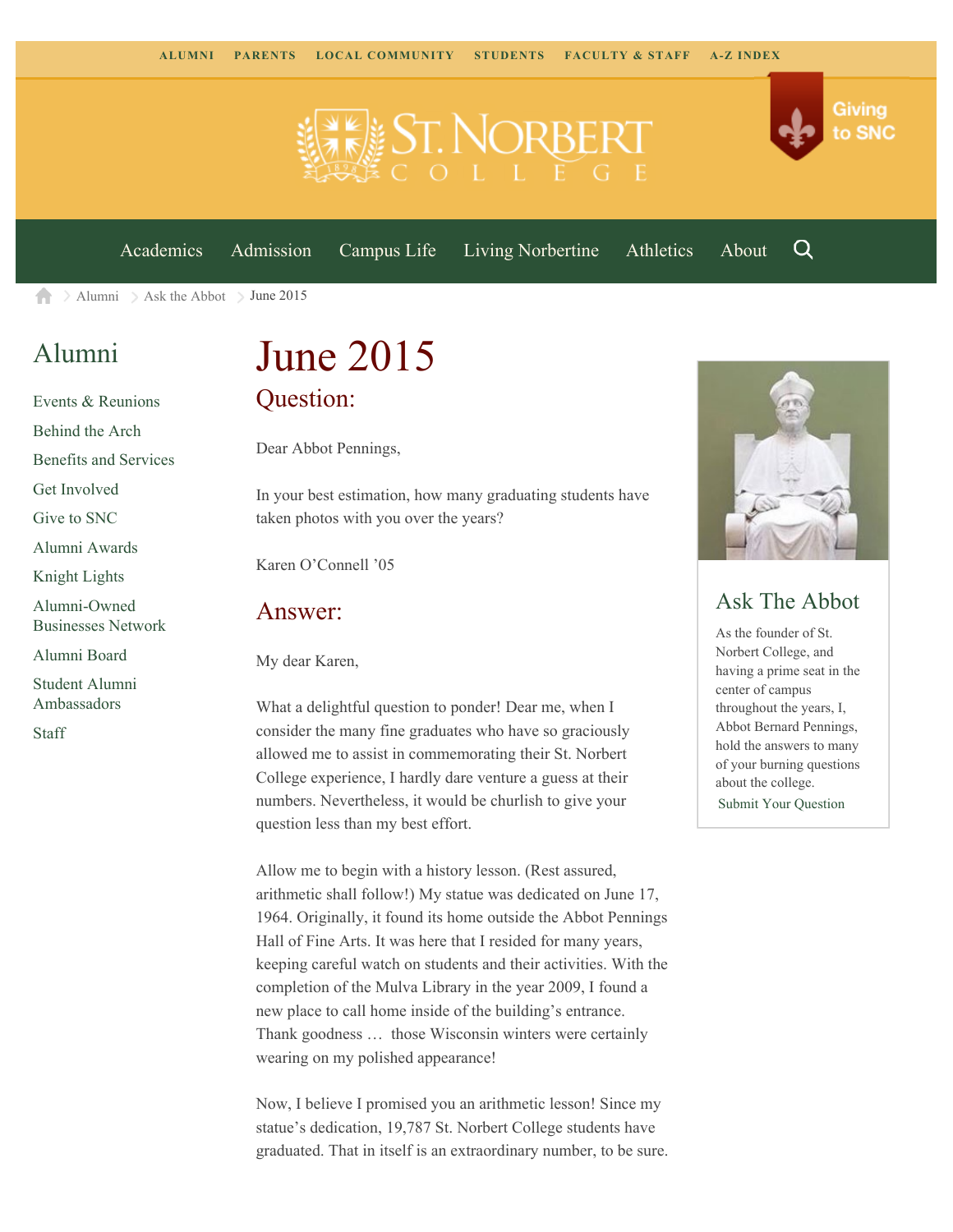ALUMNI PARENTS LOCAL COMMUNITY STUDENTS FACULTY & STAFF A-Z INDEX

Giving to SNC

Academics Admission Campus Life Living Norbertine Athletics About

Alumni > Ask the Abbot > June 2015

## Alumni

- Events & Reunions
- Behind the Arch
- Benefits and Services
- Get Involved
- Give to SNC
- Alumni Awards
- Knight Lights
- Alumni-Owned Businesses Network
- Alumni Board
- Student Alumni Ambassadors
- Staff

# June 2015

## Question:

Dear Abbot Pennings,

In your best estimation, how many graduating students have taken photos with you over the years?

Karen O'Connell '05

## Answer:

My dear Karen,

What a delightful question to ponder! Dear me, when I consider the many fine graduates who have so graciously allowed me to assist in commemorating their St. Norbert College experience, I hardly dare venture a guess at their numbers. Nevertheless, it would be churlish to give your question less than my best effort.

Allow me to begin with a history lesson. (Rest assured, arithmetic shall follow!) My statue was dedicated on June 17, 1964. Originally, it found its home outside the Abbot Pennings Hall of Fine Arts. It was here that I resided for many years, keeping careful watch on students and their activities. With the completion of the Mulva Library in the year 2009, I found a new place to call home inside of the building's entrance. Thank goodness … those Wisconsin winters were certainly wearing on my polished appearance!

Now, I believe I promised you an arithmetic lesson! Since my statue's dedication, 19,787 St. Norbert College students have graduated. That in itself is an extraordinary number, to be sure.

## Ask The Abbot

As the founder of St. Norbert College, and having a prime seat in the center of campus throughout the years, I, Abbot Bernard Pennings, hold the answers to many of your burning questions about the college.

Submit Your Question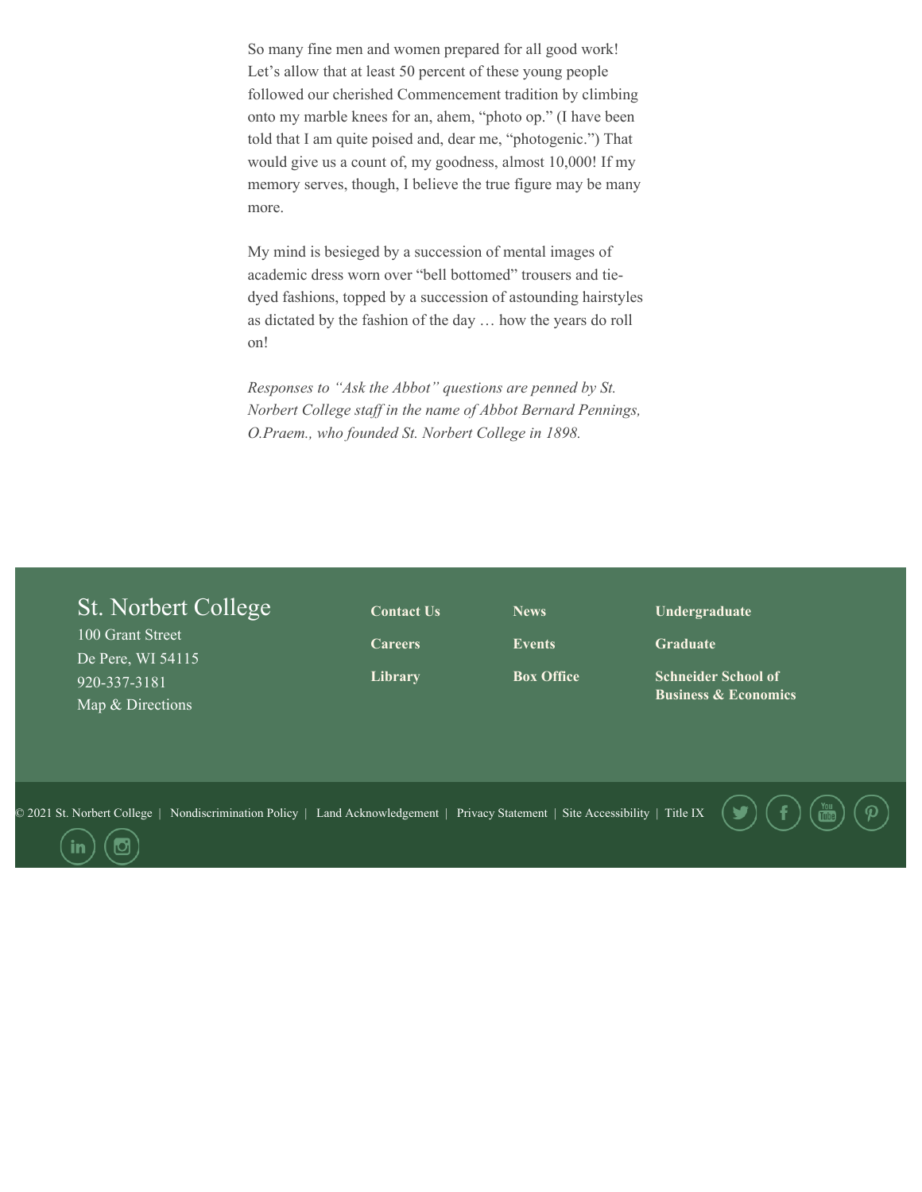So many fine men and women prepared for all good work! Let's allow that at least 50 percent of these young people followed our cherished Commencement tradition by climbing onto my marble knees for an, ahem, "photo op." (I have been told that I am quite poised and, dear me, "photogenic.") That would give us a count of, my goodness, almost 10,000! If my memory serves, though, I believe the true figure may be many more.

My mind is besieged by a succession of mental images of academic dress worn over "bell bottomed" trousers and tie-dyed fashions, topped by a succession of astounding hairstyles as dictated by the fashion of the day … how the years do roll on!

*Responses to "Ask the Abbot" questions are penned by St. Norbert College staff in the name of Abbot Bernard Pennings, O.Praem., who founded St. Norbert College in 1898.*

St. Norbert College
100 Grant Street
De Pere, WI 54115
920-337-3181
Map & Directions

**Contact Us**
**Careers**
**Library**
**News**
**Events**
**Box Office**
**Undergraduate**
**Graduate**
**Schneider School of Business & Economics**

© 2021 St. Norbert College | Nondiscrimination Policy | Land Acknowledgement | Privacy Statement | Site Accessibility | Title IX